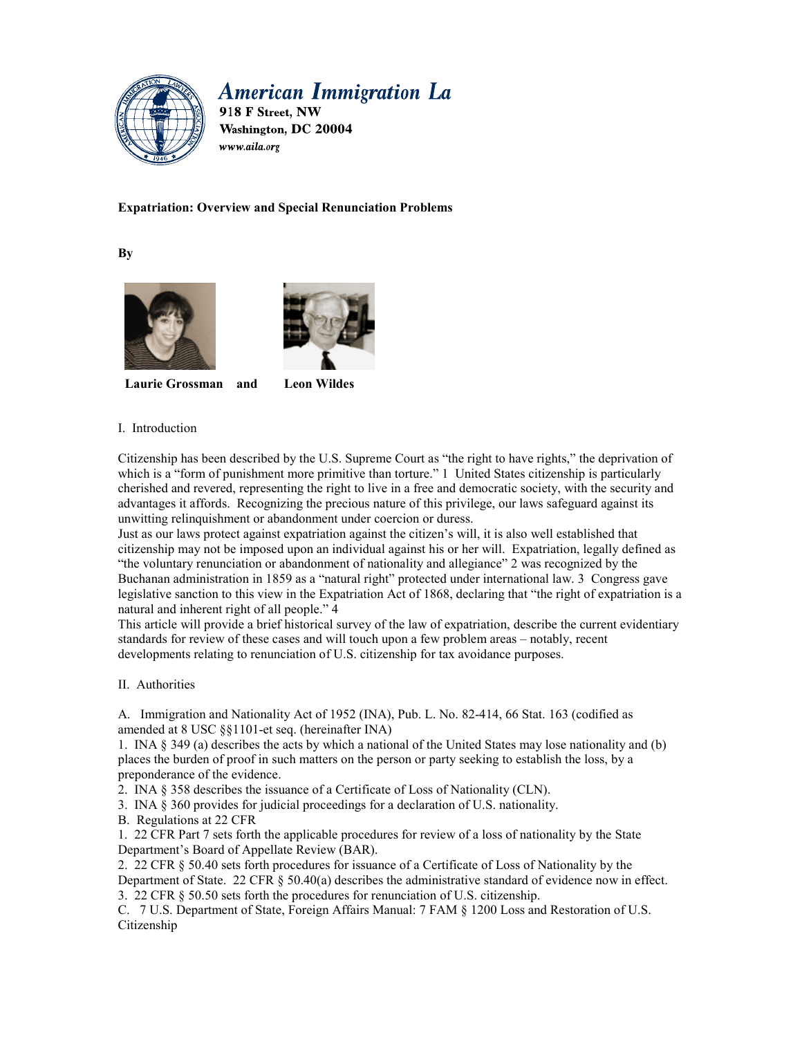American Immigration La
918 F Street, NW
Washington, DC 20004
www.aila.org

**Expatriation: Overview and Special Renunciation Problems**

**By**

**Laurie Grossman and Leon Wildes**

I. Introduction

Citizenship has been described by the U.S. Supreme Court as "the right to have rights," the deprivation of which is a "form of punishment more primitive than torture." 1 United States citizenship is particularly cherished and revered, representing the right to live in a free and democratic society, with the security and advantages it affords. Recognizing the precious nature of this privilege, our laws safeguard against its unwitting relinquishment or abandonment under coercion or duress.

Just as our laws protect against expatriation against the citizen's will, it is also well established that citizenship may not be imposed upon an individual against his or her will. Expatriation, legally defined as "the voluntary renunciation or abandonment of nationality and allegiance" 2 was recognized by the Buchanan administration in 1859 as a "natural right" protected under international law. 3 Congress gave legislative sanction to this view in the Expatriation Act of 1868, declaring that "the right of expatriation is a natural and inherent right of all people." 4

This article will provide a brief historical survey of the law of expatriation, describe the current evidentiary standards for review of these cases and will touch upon a few problem areas – notably, recent developments relating to renunciation of U.S. citizenship for tax avoidance purposes.

II. Authorities

A. Immigration and Nationality Act of 1952 (INA), Pub. L. No. 82-414, 66 Stat. 163 (codified as amended at 8 USC §§1101-et seq. (hereinafter INA)

1. INA § 349 (a) describes the acts by which a national of the United States may lose nationality and (b) places the burden of proof in such matters on the person or party seeking to establish the loss, by a preponderance of the evidence.
2. INA § 358 describes the issuance of a Certificate of Loss of Nationality (CLN).
3. INA § 360 provides for judicial proceedings for a declaration of U.S. nationality.

B. Regulations at 22 CFR

1. 22 CFR Part 7 sets forth the applicable procedures for review of a loss of nationality by the State Department's Board of Appellate Review (BAR).
2. 22 CFR § 50.40 sets forth procedures for issuance of a Certificate of Loss of Nationality by the Department of State. 22 CFR § 50.40(a) describes the administrative standard of evidence now in effect.
3. 22 CFR § 50.50 sets forth the procedures for renunciation of U.S. citizenship.

C. 7 U.S. Department of State, Foreign Affairs Manual: 7 FAM § 1200 Loss and Restoration of U.S. Citizenship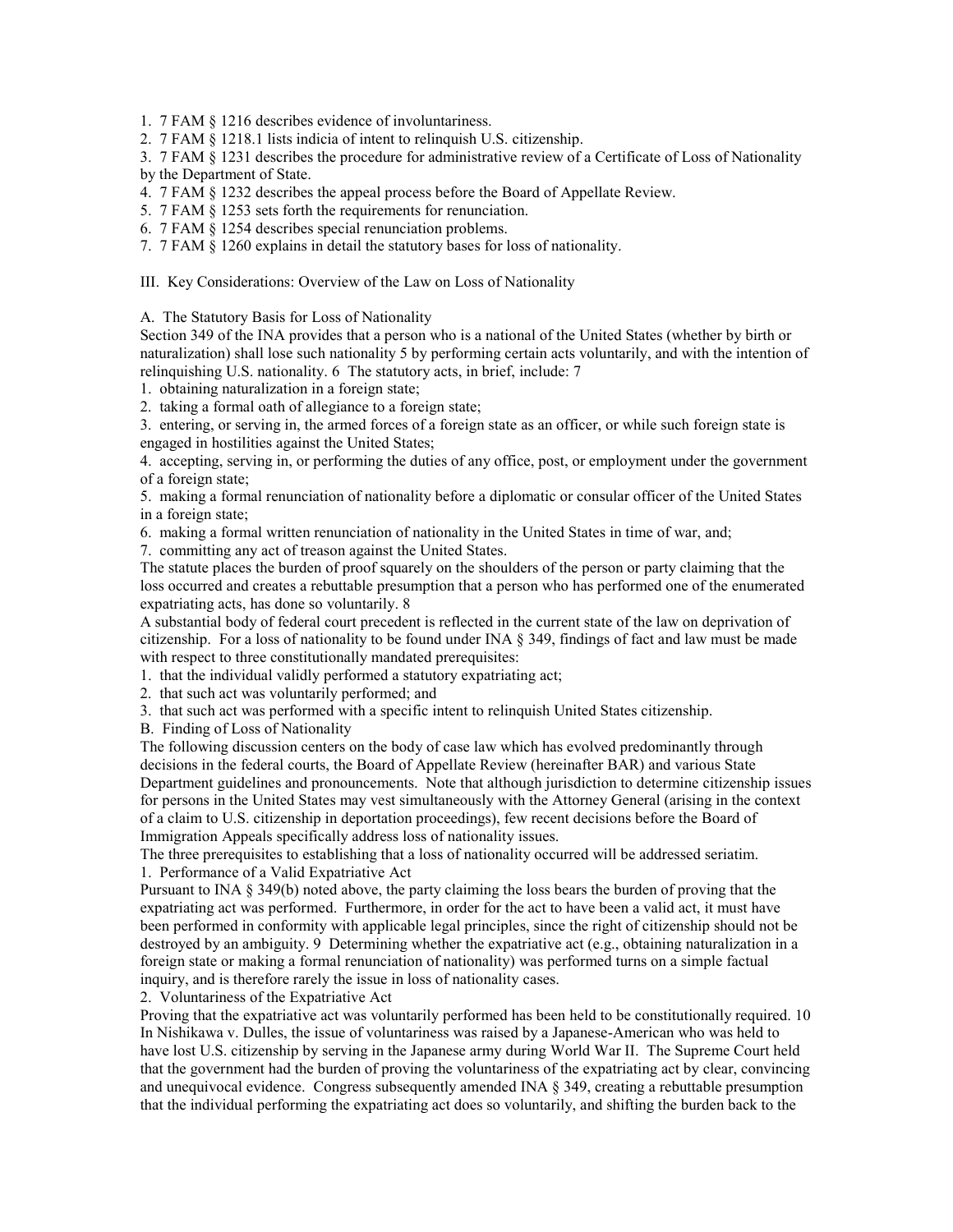1. 7 FAM § 1216 describes evidence of involuntariness.
2. 7 FAM § 1218.1 lists indicia of intent to relinquish U.S. citizenship.
3. 7 FAM § 1231 describes the procedure for administrative review of a Certificate of Loss of Nationality by the Department of State.
4. 7 FAM § 1232 describes the appeal process before the Board of Appellate Review.
5. 7 FAM § 1253 sets forth the requirements for renunciation.
6. 7 FAM § 1254 describes special renunciation problems.
7. 7 FAM § 1260 explains in detail the statutory bases for loss of nationality.

## III. Key Considerations: Overview of the Law on Loss of Nationality

### A. The Statutory Basis for Loss of Nationality

Section 349 of the INA provides that a person who is a national of the United States (whether by birth or naturalization) shall lose such nationality [5] by performing certain acts voluntarily, and with the intention of relinquishing U.S. nationality. [6] The statutory acts, in brief, include: [7]

1. obtaining naturalization in a foreign state;
2. taking a formal oath of allegiance to a foreign state;
3. entering, or serving in, the armed forces of a foreign state as an officer, or while such foreign state is engaged in hostilities against the United States;
4. accepting, serving in, or performing the duties of any office, post, or employment under the government of a foreign state;
5. making a formal renunciation of nationality before a diplomatic or consular officer of the United States in a foreign state;
6. making a formal written renunciation of nationality in the United States in time of war, and;
7. committing any act of treason against the United States.

The statute places the burden of proof squarely on the shoulders of the person or party claiming that the loss occurred and creates a rebuttable presumption that a person who has performed one of the enumerated expatriating acts, has done so voluntarily. [8]

A substantial body of federal court precedent is reflected in the current state of the law on deprivation of citizenship. For a loss of nationality to be found under INA § 349, findings of fact and law must be made with respect to three constitutionally mandated prerequisites:

1. that the individual validly performed a statutory expatriating act;
2. that such act was voluntarily performed; and
3. that such act was performed with a specific intent to relinquish United States citizenship.

### B. Finding of Loss of Nationality

The following discussion centers on the body of case law which has evolved predominantly through decisions in the federal courts, the Board of Appellate Review (hereinafter BAR) and various State Department guidelines and pronouncements. Note that although jurisdiction to determine citizenship issues for persons in the United States may vest simultaneously with the Attorney General (arising in the context of a claim to U.S. citizenship in deportation proceedings), few recent decisions before the Board of Immigration Appeals specifically address loss of nationality issues.

The three prerequisites to establishing that a loss of nationality occurred will be addressed seriatim.

#### 1. Performance of a Valid Expatriative Act

Pursuant to INA § 349(b) noted above, the party claiming the loss bears the burden of proving that the expatriating act was performed. Furthermore, in order for the act to have been a valid act, it must have been performed in conformity with applicable legal principles, since the right of citizenship should not be destroyed by an ambiguity. [9] Determining whether the expatriative act (e.g., obtaining naturalization in a foreign state or making a formal renunciation of nationality) was performed turns on a simple factual inquiry, and is therefore rarely the issue in loss of nationality cases.

#### 2. Voluntariness of the Expatriative Act

Proving that the expatriative act was voluntarily performed has been held to be constitutionally required. [10] In Nishikawa v. Dulles, the issue of voluntariness was raised by a Japanese-American who was held to have lost U.S. citizenship by serving in the Japanese army during World War II. The Supreme Court held that the government had the burden of proving the voluntariness of the expatriating act by clear, convincing and unequivocal evidence. Congress subsequently amended INA § 349, creating a rebuttable presumption that the individual performing the expatriating act does so voluntarily, and shifting the burden back to the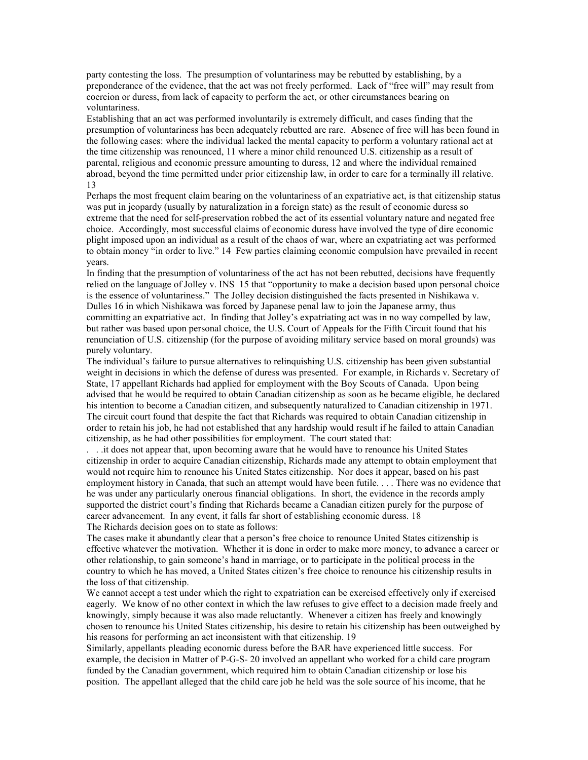party contesting the loss. The presumption of voluntariness may be rebutted by establishing, by a preponderance of the evidence, that the act was not freely performed. Lack of "free will" may result from coercion or duress, from lack of capacity to perform the act, or other circumstances bearing on voluntariness.

Establishing that an act was performed involuntarily is extremely difficult, and cases finding that the presumption of voluntariness has been adequately rebutted are rare. Absence of free will has been found in the following cases: where the individual lacked the mental capacity to perform a voluntary rational act at the time citizenship was renounced, [11] where a minor child renounced U.S. citizenship as a result of parental, religious and economic pressure amounting to duress, [12] and where the individual remained abroad, beyond the time permitted under prior citizenship law, in order to care for a terminally ill relative. [13]

Perhaps the most frequent claim bearing on the voluntariness of an expatriative act, is that citizenship status was put in jeopardy (usually by naturalization in a foreign state) as the result of economic duress so extreme that the need for self-preservation robbed the act of its essential voluntary nature and negated free choice. Accordingly, most successful claims of economic duress have involved the type of dire economic plight imposed upon an individual as a result of the chaos of war, where an expatriating act was performed to obtain money "in order to live." [14] Few parties claiming economic compulsion have prevailed in recent years.

In finding that the presumption of voluntariness of the act has not been rebutted, decisions have frequently relied on the language of Jolley v. INS [15] that "opportunity to make a decision based upon personal choice is the essence of voluntariness." The Jolley decision distinguished the facts presented in Nishikawa v. Dulles [16] in which Nishikawa was forced by Japanese penal law to join the Japanese army, thus committing an expatriative act. In finding that Jolley's expatriating act was in no way compelled by law, but rather was based upon personal choice, the U.S. Court of Appeals for the Fifth Circuit found that his renunciation of U.S. citizenship (for the purpose of avoiding military service based on moral grounds) was purely voluntary.

The individual's failure to pursue alternatives to relinquishing U.S. citizenship has been given substantial weight in decisions in which the defense of duress was presented. For example, in Richards v. Secretary of State, [17] appellant Richards had applied for employment with the Boy Scouts of Canada. Upon being advised that he would be required to obtain Canadian citizenship as soon as he became eligible, he declared his intention to become a Canadian citizen, and subsequently naturalized to Canadian citizenship in 1971. The circuit court found that despite the fact that Richards was required to obtain Canadian citizenship in order to retain his job, he had not established that any hardship would result if he failed to attain Canadian citizenship, as he had other possibilities for employment. The court stated that:

. . .it does not appear that, upon becoming aware that he would have to renounce his United States citizenship in order to acquire Canadian citizenship, Richards made any attempt to obtain employment that would not require him to renounce his United States citizenship. Nor does it appear, based on his past employment history in Canada, that such an attempt would have been futile. . . . There was no evidence that he was under any particularly onerous financial obligations. In short, the evidence in the records amply supported the district court's finding that Richards became a Canadian citizen purely for the purpose of career advancement. In any event, it falls far short of establishing economic duress. [18]

The Richards decision goes on to state as follows:

The cases make it abundantly clear that a person's free choice to renounce United States citizenship is effective whatever the motivation. Whether it is done in order to make more money, to advance a career or other relationship, to gain someone's hand in marriage, or to participate in the political process in the country to which he has moved, a United States citizen's free choice to renounce his citizenship results in the loss of that citizenship.

We cannot accept a test under which the right to expatriation can be exercised effectively only if exercised eagerly. We know of no other context in which the law refuses to give effect to a decision made freely and knowingly, simply because it was also made reluctantly. Whenever a citizen has freely and knowingly chosen to renounce his United States citizenship, his desire to retain his citizenship has been outweighed by his reasons for performing an act inconsistent with that citizenship. [19]

Similarly, appellants pleading economic duress before the BAR have experienced little success. For example, the decision in Matter of P-G-S- [20] involved an appellant who worked for a child care program funded by the Canadian government, which required him to obtain Canadian citizenship or lose his position. The appellant alleged that the child care job he held was the sole source of his income, that he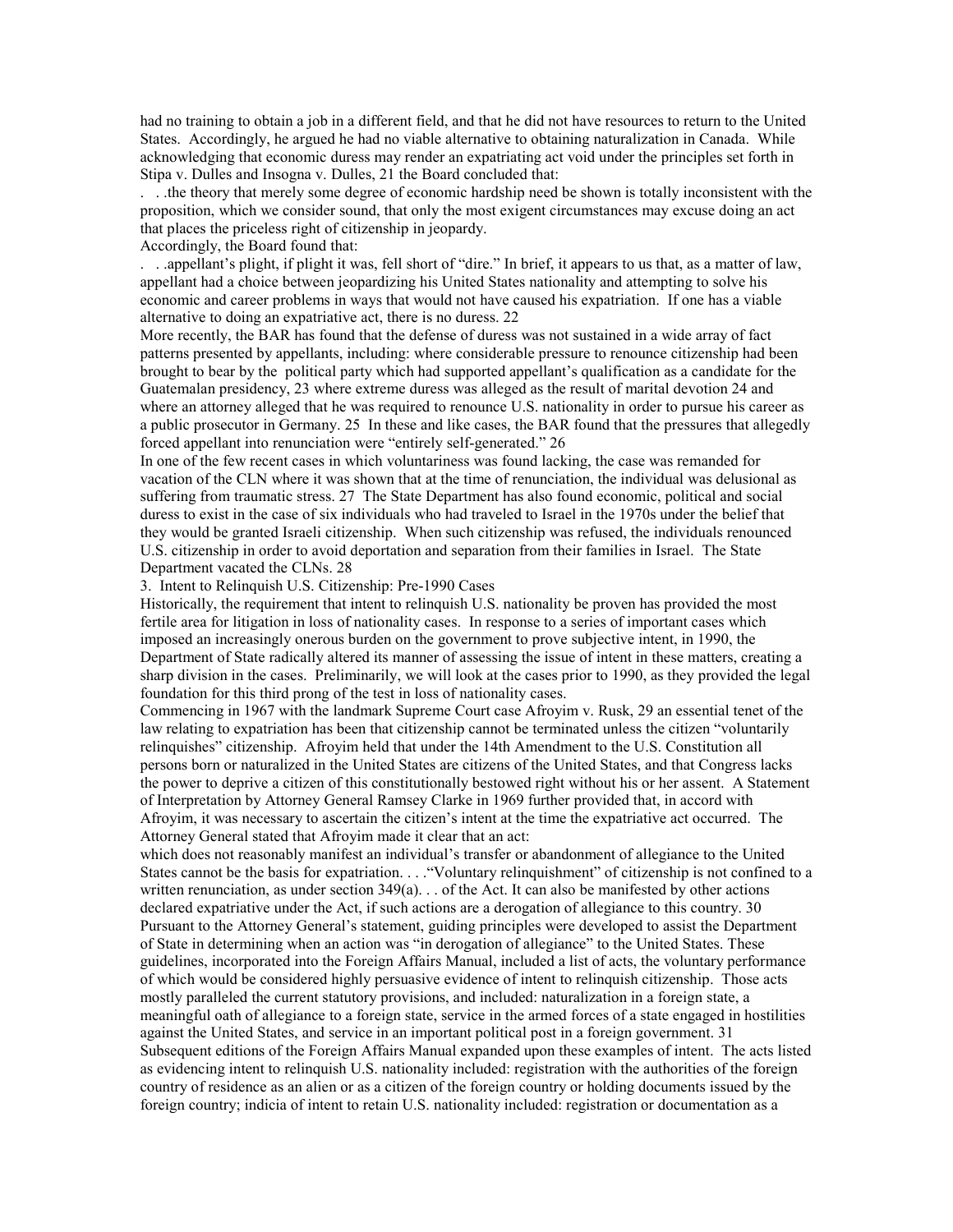had no training to obtain a job in a different field, and that he did not have resources to return to the United States. Accordingly, he argued he had no viable alternative to obtaining naturalization in Canada. While acknowledging that economic duress may render an expatriating act void under the principles set forth in Stipa v. Dulles and Insogna v. Dulles, 21 the Board concluded that:

. . .the theory that merely some degree of economic hardship need be shown is totally inconsistent with the proposition, which we consider sound, that only the most exigent circumstances may excuse doing an act that places the priceless right of citizenship in jeopardy.

Accordingly, the Board found that:

. . .appellant's plight, if plight it was, fell short of "dire." In brief, it appears to us that, as a matter of law, appellant had a choice between jeopardizing his United States nationality and attempting to solve his economic and career problems in ways that would not have caused his expatriation. If one has a viable alternative to doing an expatriative act, there is no duress. 22

More recently, the BAR has found that the defense of duress was not sustained in a wide array of fact patterns presented by appellants, including: where considerable pressure to renounce citizenship had been brought to bear by the political party which had supported appellant's qualification as a candidate for the Guatemalan presidency, 23 where extreme duress was alleged as the result of marital devotion 24 and where an attorney alleged that he was required to renounce U.S. nationality in order to pursue his career as a public prosecutor in Germany. 25 In these and like cases, the BAR found that the pressures that allegedly forced appellant into renunciation were "entirely self-generated." 26

In one of the few recent cases in which voluntariness was found lacking, the case was remanded for vacation of the CLN where it was shown that at the time of renunciation, the individual was delusional as suffering from traumatic stress. 27 The State Department has also found economic, political and social duress to exist in the case of six individuals who had traveled to Israel in the 1970s under the belief that they would be granted Israeli citizenship. When such citizenship was refused, the individuals renounced U.S. citizenship in order to avoid deportation and separation from their families in Israel. The State Department vacated the CLNs. 28

3. Intent to Relinquish U.S. Citizenship: Pre-1990 Cases

Historically, the requirement that intent to relinquish U.S. nationality be proven has provided the most fertile area for litigation in loss of nationality cases. In response to a series of important cases which imposed an increasingly onerous burden on the government to prove subjective intent, in 1990, the Department of State radically altered its manner of assessing the issue of intent in these matters, creating a sharp division in the cases. Preliminarily, we will look at the cases prior to 1990, as they provided the legal foundation for this third prong of the test in loss of nationality cases.

Commencing in 1967 with the landmark Supreme Court case Afroyim v. Rusk, 29 an essential tenet of the law relating to expatriation has been that citizenship cannot be terminated unless the citizen "voluntarily relinquishes" citizenship. Afroyim held that under the 14th Amendment to the U.S. Constitution all persons born or naturalized in the United States are citizens of the United States, and that Congress lacks the power to deprive a citizen of this constitutionally bestowed right without his or her assent. A Statement of Interpretation by Attorney General Ramsey Clarke in 1969 further provided that, in accord with Afroyim, it was necessary to ascertain the citizen's intent at the time the expatriative act occurred. The Attorney General stated that Afroyim made it clear that an act:

which does not reasonably manifest an individual's transfer or abandonment of allegiance to the United States cannot be the basis for expatriation. . . ."Voluntary relinquishment" of citizenship is not confined to a written renunciation, as under section 349(a). . . of the Act. It can also be manifested by other actions declared expatriative under the Act, if such actions are a derogation of allegiance to this country. 30

Pursuant to the Attorney General's statement, guiding principles were developed to assist the Department of State in determining when an action was "in derogation of allegiance" to the United States. These guidelines, incorporated into the Foreign Affairs Manual, included a list of acts, the voluntary performance of which would be considered highly persuasive evidence of intent to relinquish citizenship. Those acts mostly paralleled the current statutory provisions, and included: naturalization in a foreign state, a meaningful oath of allegiance to a foreign state, service in the armed forces of a state engaged in hostilities against the United States, and service in an important political post in a foreign government. 31

Subsequent editions of the Foreign Affairs Manual expanded upon these examples of intent. The acts listed as evidencing intent to relinquish U.S. nationality included: registration with the authorities of the foreign country of residence as an alien or as a citizen of the foreign country or holding documents issued by the foreign country; indicia of intent to retain U.S. nationality included: registration or documentation as a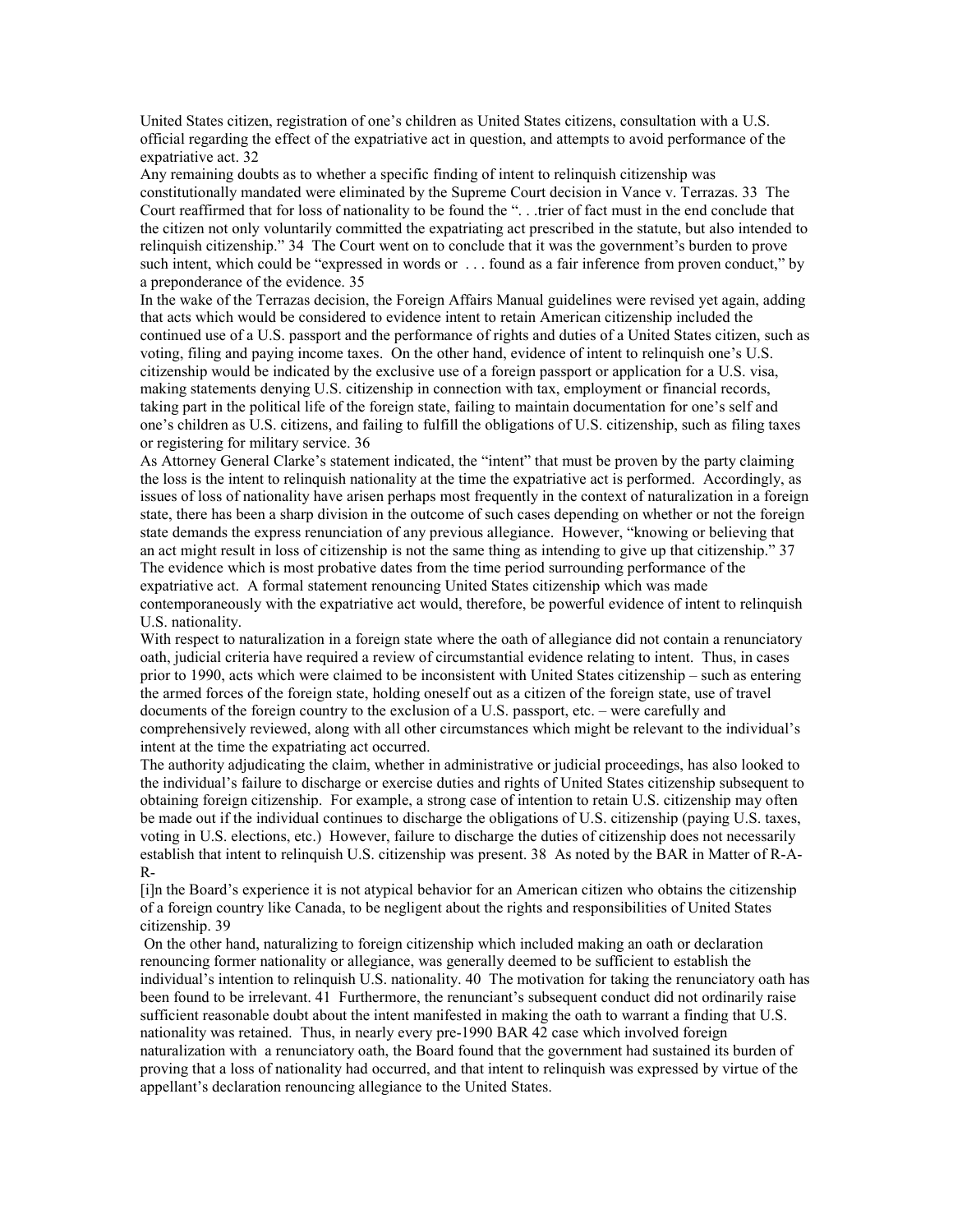United States citizen, registration of one's children as United States citizens, consultation with a U.S. official regarding the effect of the expatriative act in question, and attempts to avoid performance of the expatriative act. 32

Any remaining doubts as to whether a specific finding of intent to relinquish citizenship was constitutionally mandated were eliminated by the Supreme Court decision in Vance v. Terrazas. 33 The Court reaffirmed that for loss of nationality to be found the ". . .trier of fact must in the end conclude that the citizen not only voluntarily committed the expatriating act prescribed in the statute, but also intended to relinquish citizenship." 34 The Court went on to conclude that it was the government's burden to prove such intent, which could be "expressed in words or . . . found as a fair inference from proven conduct," by a preponderance of the evidence. 35

In the wake of the Terrazas decision, the Foreign Affairs Manual guidelines were revised yet again, adding that acts which would be considered to evidence intent to retain American citizenship included the continued use of a U.S. passport and the performance of rights and duties of a United States citizen, such as voting, filing and paying income taxes. On the other hand, evidence of intent to relinquish one's U.S. citizenship would be indicated by the exclusive use of a foreign passport or application for a U.S. visa, making statements denying U.S. citizenship in connection with tax, employment or financial records, taking part in the political life of the foreign state, failing to maintain documentation for one's self and one's children as U.S. citizens, and failing to fulfill the obligations of U.S. citizenship, such as filing taxes or registering for military service. 36

As Attorney General Clarke's statement indicated, the "intent" that must be proven by the party claiming the loss is the intent to relinquish nationality at the time the expatriative act is performed. Accordingly, as issues of loss of nationality have arisen perhaps most frequently in the context of naturalization in a foreign state, there has been a sharp division in the outcome of such cases depending on whether or not the foreign state demands the express renunciation of any previous allegiance. However, "knowing or believing that an act might result in loss of citizenship is not the same thing as intending to give up that citizenship." 37 The evidence which is most probative dates from the time period surrounding performance of the expatriative act. A formal statement renouncing United States citizenship which was made contemporaneously with the expatriative act would, therefore, be powerful evidence of intent to relinquish U.S. nationality.

With respect to naturalization in a foreign state where the oath of allegiance did not contain a renunciatory oath, judicial criteria have required a review of circumstantial evidence relating to intent. Thus, in cases prior to 1990, acts which were claimed to be inconsistent with United States citizenship – such as entering the armed forces of the foreign state, holding oneself out as a citizen of the foreign state, use of travel documents of the foreign country to the exclusion of a U.S. passport, etc. – were carefully and comprehensively reviewed, along with all other circumstances which might be relevant to the individual's intent at the time the expatriating act occurred.

The authority adjudicating the claim, whether in administrative or judicial proceedings, has also looked to the individual's failure to discharge or exercise duties and rights of United States citizenship subsequent to obtaining foreign citizenship. For example, a strong case of intention to retain U.S. citizenship may often be made out if the individual continues to discharge the obligations of U.S. citizenship (paying U.S. taxes, voting in U.S. elections, etc.) However, failure to discharge the duties of citizenship does not necessarily establish that intent to relinquish U.S. citizenship was present. 38 As noted by the BAR in Matter of R-A-R-

> [i]n the Board's experience it is not atypical behavior for an American citizen who obtains the citizenship of a foreign country like Canada, to be negligent about the rights and responsibilities of United States citizenship. 39

On the other hand, naturalizing to foreign citizenship which included making an oath or declaration renouncing former nationality or allegiance, was generally deemed to be sufficient to establish the individual's intention to relinquish U.S. nationality. 40 The motivation for taking the renunciatory oath has been found to be irrelevant. 41 Furthermore, the renunciant's subsequent conduct did not ordinarily raise sufficient reasonable doubt about the intent manifested in making the oath to warrant a finding that U.S. nationality was retained. Thus, in nearly every pre-1990 BAR 42 case which involved foreign naturalization with a renunciatory oath, the Board found that the government had sustained its burden of proving that a loss of nationality had occurred, and that intent to relinquish was expressed by virtue of the appellant's declaration renouncing allegiance to the United States.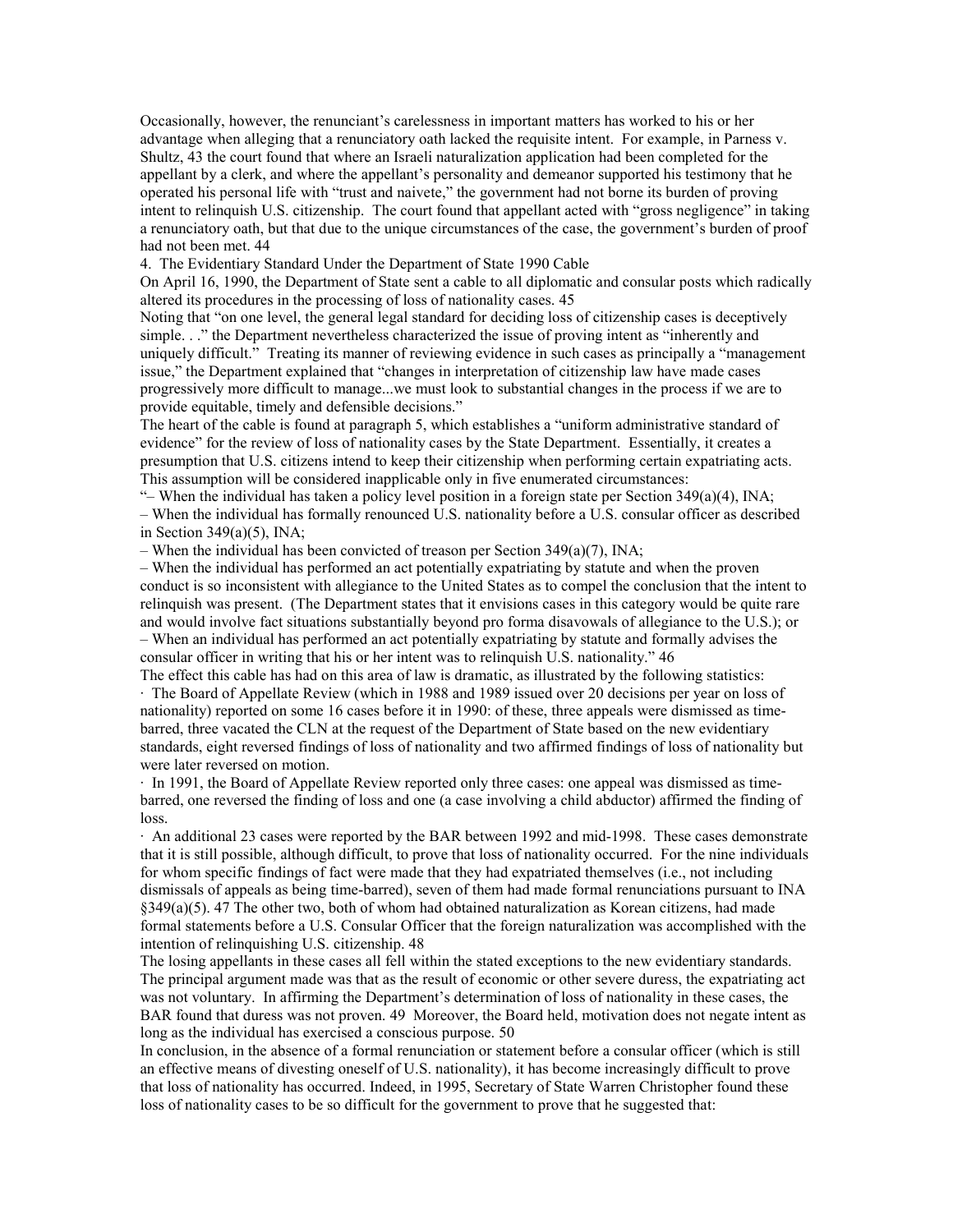Occasionally, however, the renunciant's carelessness in important matters has worked to his or her advantage when alleging that a renunciatory oath lacked the requisite intent. For example, in Parness v. Shultz, 43 the court found that where an Israeli naturalization application had been completed for the appellant by a clerk, and where the appellant's personality and demeanor supported his testimony that he operated his personal life with "trust and naivete," the government had not borne its burden of proving intent to relinquish U.S. citizenship. The court found that appellant acted with "gross negligence" in taking a renunciatory oath, but that due to the unique circumstances of the case, the government's burden of proof had not been met. 44

4. The Evidentiary Standard Under the Department of State 1990 Cable

On April 16, 1990, the Department of State sent a cable to all diplomatic and consular posts which radically altered its procedures in the processing of loss of nationality cases. 45

Noting that "on one level, the general legal standard for deciding loss of citizenship cases is deceptively simple. . ." the Department nevertheless characterized the issue of proving intent as "inherently and uniquely difficult." Treating its manner of reviewing evidence in such cases as principally a "management issue," the Department explained that "changes in interpretation of citizenship law have made cases progressively more difficult to manage...we must look to substantial changes in the process if we are to provide equitable, timely and defensible decisions."

The heart of the cable is found at paragraph 5, which establishes a "uniform administrative standard of evidence" for the review of loss of nationality cases by the State Department. Essentially, it creates a presumption that U.S. citizens intend to keep their citizenship when performing certain expatriating acts. This assumption will be considered inapplicable only in five enumerated circumstances:

"– When the individual has taken a policy level position in a foreign state per Section 349(a)(4), INA;

– When the individual has formally renounced U.S. nationality before a U.S. consular officer as described in Section 349(a)(5), INA;

– When the individual has been convicted of treason per Section 349(a)(7), INA;

– When the individual has performed an act potentially expatriating by statute and when the proven conduct is so inconsistent with allegiance to the United States as to compel the conclusion that the intent to relinquish was present. (The Department states that it envisions cases in this category would be quite rare and would involve fact situations substantially beyond pro forma disavowals of allegiance to the U.S.); or

– When an individual has performed an act potentially expatriating by statute and formally advises the consular officer in writing that his or her intent was to relinquish U.S. nationality." 46

The effect this cable has had on this area of law is dramatic, as illustrated by the following statistics:

- The Board of Appellate Review (which in 1988 and 1989 issued over 20 decisions per year on loss of nationality) reported on some 16 cases before it in 1990: of these, three appeals were dismissed as time-barred, three vacated the CLN at the request of the Department of State based on the new evidentiary standards, eight reversed findings of loss of nationality and two affirmed findings of loss of nationality but were later reversed on motion.
- In 1991, the Board of Appellate Review reported only three cases: one appeal was dismissed as time-barred, one reversed the finding of loss and one (a case involving a child abductor) affirmed the finding of loss.
- An additional 23 cases were reported by the BAR between 1992 and mid-1998. These cases demonstrate that it is still possible, although difficult, to prove that loss of nationality occurred. For the nine individuals for whom specific findings of fact were made that they had expatriated themselves (i.e., not including dismissals of appeals as being time-barred), seven of them had made formal renunciations pursuant to INA §349(a)(5). 47 The other two, both of whom had obtained naturalization as Korean citizens, had made formal statements before a U.S. Consular Officer that the foreign naturalization was accomplished with the intention of relinquishing U.S. citizenship. 48

The losing appellants in these cases all fell within the stated exceptions to the new evidentiary standards. The principal argument made was that as the result of economic or other severe duress, the expatriating act was not voluntary. In affirming the Department's determination of loss of nationality in these cases, the BAR found that duress was not proven. 49 Moreover, the Board held, motivation does not negate intent as long as the individual has exercised a conscious purpose. 50

In conclusion, in the absence of a formal renunciation or statement before a consular officer (which is still an effective means of divesting oneself of U.S. nationality), it has become increasingly difficult to prove that loss of nationality has occurred. Indeed, in 1995, Secretary of State Warren Christopher found these loss of nationality cases to be so difficult for the government to prove that he suggested that: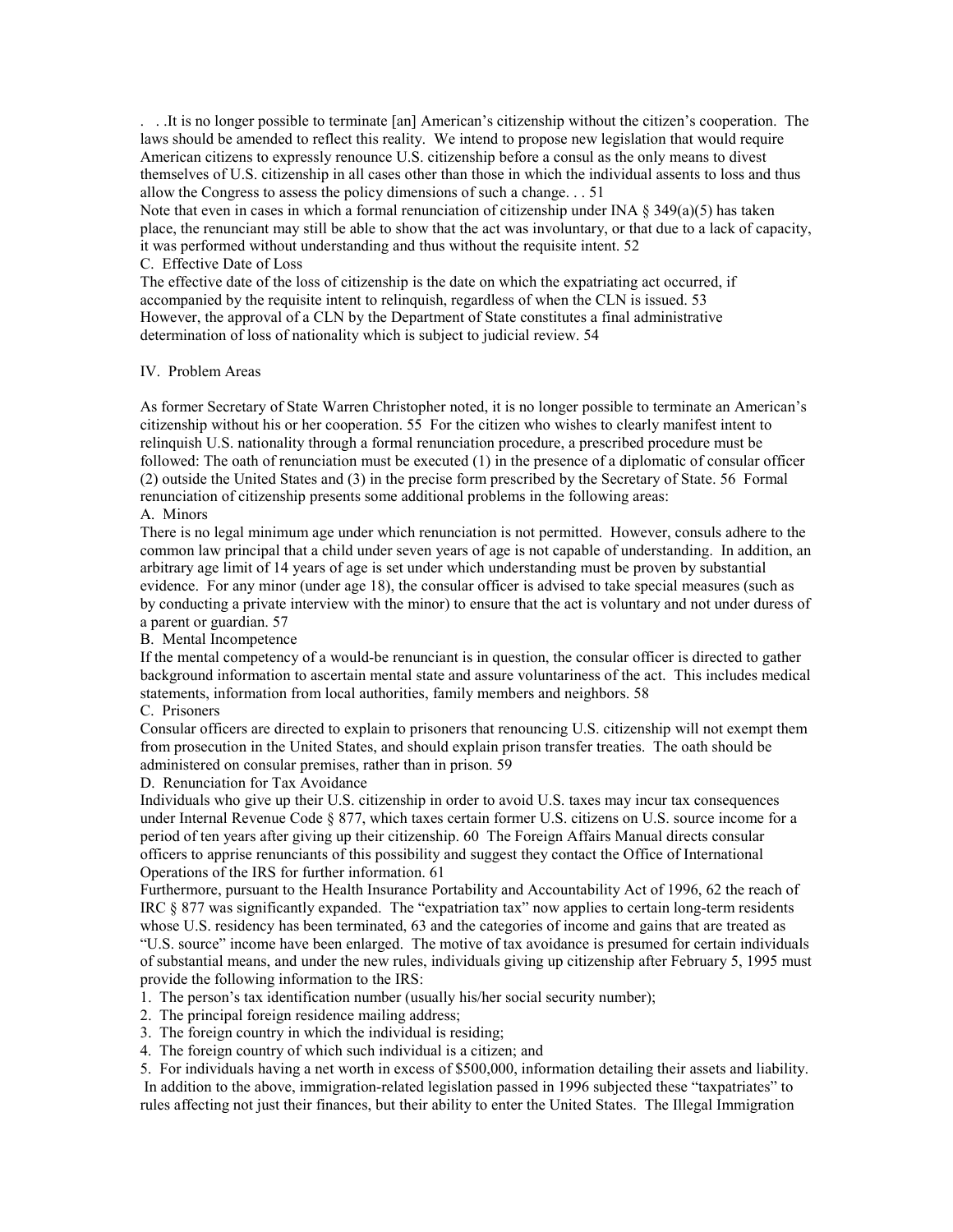. . .It is no longer possible to terminate [an] American's citizenship without the citizen's cooperation. The laws should be amended to reflect this reality. We intend to propose new legislation that would require American citizens to expressly renounce U.S. citizenship before a consul as the only means to divest themselves of U.S. citizenship in all cases other than those in which the individual assents to loss and thus allow the Congress to assess the policy dimensions of such a change. . . 51

Note that even in cases in which a formal renunciation of citizenship under INA § 349(a)(5) has taken place, the renunciant may still be able to show that the act was involuntary, or that due to a lack of capacity, it was performed without understanding and thus without the requisite intent. 52

C. Effective Date of Loss

The effective date of the loss of citizenship is the date on which the expatriating act occurred, if accompanied by the requisite intent to relinquish, regardless of when the CLN is issued. 53

However, the approval of a CLN by the Department of State constitutes a final administrative determination of loss of nationality which is subject to judicial review. 54

## IV. Problem Areas

As former Secretary of State Warren Christopher noted, it is no longer possible to terminate an American's citizenship without his or her cooperation. 55 For the citizen who wishes to clearly manifest intent to relinquish U.S. nationality through a formal renunciation procedure, a prescribed procedure must be followed: The oath of renunciation must be executed (1) in the presence of a diplomatic of consular officer (2) outside the United States and (3) in the precise form prescribed by the Secretary of State. 56 Formal renunciation of citizenship presents some additional problems in the following areas:

A. Minors

There is no legal minimum age under which renunciation is not permitted. However, consuls adhere to the common law principal that a child under seven years of age is not capable of understanding. In addition, an arbitrary age limit of 14 years of age is set under which understanding must be proven by substantial evidence. For any minor (under age 18), the consular officer is advised to take special measures (such as by conducting a private interview with the minor) to ensure that the act is voluntary and not under duress of a parent or guardian. 57

B. Mental Incompetence

If the mental competency of a would-be renunciant is in question, the consular officer is directed to gather background information to ascertain mental state and assure voluntariness of the act. This includes medical statements, information from local authorities, family members and neighbors. 58

C. Prisoners

Consular officers are directed to explain to prisoners that renouncing U.S. citizenship will not exempt them from prosecution in the United States, and should explain prison transfer treaties. The oath should be administered on consular premises, rather than in prison. 59

D. Renunciation for Tax Avoidance

Individuals who give up their U.S. citizenship in order to avoid U.S. taxes may incur tax consequences under Internal Revenue Code § 877, which taxes certain former U.S. citizens on U.S. source income for a period of ten years after giving up their citizenship. 60 The Foreign Affairs Manual directs consular officers to apprise renunciants of this possibility and suggest they contact the Office of International Operations of the IRS for further information. 61

Furthermore, pursuant to the Health Insurance Portability and Accountability Act of 1996, 62 the reach of IRC § 877 was significantly expanded. The "expatriation tax" now applies to certain long-term residents whose U.S. residency has been terminated, 63 and the categories of income and gains that are treated as "U.S. source" income have been enlarged. The motive of tax avoidance is presumed for certain individuals of substantial means, and under the new rules, individuals giving up citizenship after February 5, 1995 must provide the following information to the IRS:

1. The person's tax identification number (usually his/her social security number);
2. The principal foreign residence mailing address;
3. The foreign country in which the individual is residing;
4. The foreign country of which such individual is a citizen; and
5. For individuals having a net worth in excess of $500,000, information detailing their assets and liability.

In addition to the above, immigration-related legislation passed in 1996 subjected these "taxpatriates" to rules affecting not just their finances, but their ability to enter the United States. The Illegal Immigration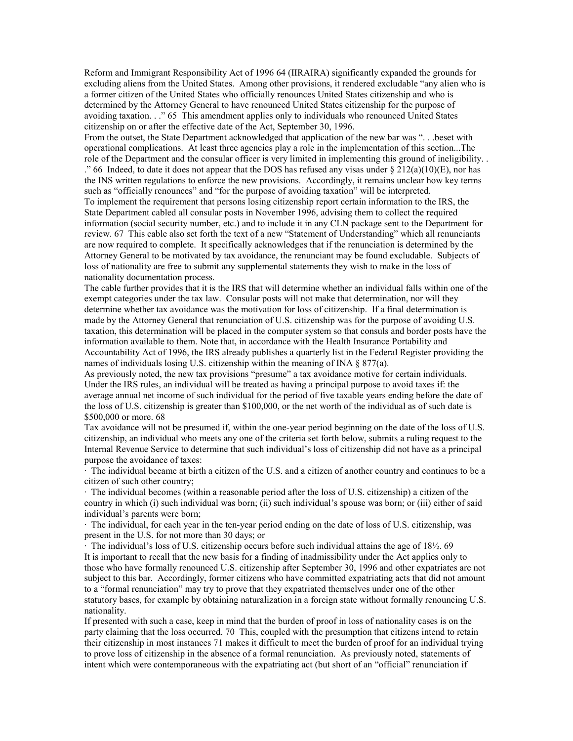Reform and Immigrant Responsibility Act of 1996 64 (IIRAIRA) significantly expanded the grounds for excluding aliens from the United States. Among other provisions, it rendered excludable "any alien who is a former citizen of the United States who officially renounces United States citizenship and who is determined by the Attorney General to have renounced United States citizenship for the purpose of avoiding taxation. . ." 65 This amendment applies only to individuals who renounced United States citizenship on or after the effective date of the Act, September 30, 1996.

From the outset, the State Department acknowledged that application of the new bar was ". . .beset with operational complications. At least three agencies play a role in the implementation of this section...The role of the Department and the consular officer is very limited in implementing this ground of ineligibility. . ." 66 Indeed, to date it does not appear that the DOS has refused any visas under § 212(a)(10)(E), nor has the INS written regulations to enforce the new provisions. Accordingly, it remains unclear how key terms such as "officially renounces" and "for the purpose of avoiding taxation" will be interpreted.

To implement the requirement that persons losing citizenship report certain information to the IRS, the State Department cabled all consular posts in November 1996, advising them to collect the required information (social security number, etc.) and to include it in any CLN package sent to the Department for review. 67 This cable also set forth the text of a new "Statement of Understanding" which all renunciants are now required to complete. It specifically acknowledges that if the renunciation is determined by the Attorney General to be motivated by tax avoidance, the renunciant may be found excludable. Subjects of loss of nationality are free to submit any supplemental statements they wish to make in the loss of nationality documentation process.

The cable further provides that it is the IRS that will determine whether an individual falls within one of the exempt categories under the tax law. Consular posts will not make that determination, nor will they determine whether tax avoidance was the motivation for loss of citizenship. If a final determination is made by the Attorney General that renunciation of U.S. citizenship was for the purpose of avoiding U.S. taxation, this determination will be placed in the computer system so that consuls and border posts have the information available to them. Note that, in accordance with the Health Insurance Portability and Accountability Act of 1996, the IRS already publishes a quarterly list in the Federal Register providing the names of individuals losing U.S. citizenship within the meaning of INA § 877(a).

As previously noted, the new tax provisions "presume" a tax avoidance motive for certain individuals. Under the IRS rules, an individual will be treated as having a principal purpose to avoid taxes if: the average annual net income of such individual for the period of five taxable years ending before the date of the loss of U.S. citizenship is greater than $100,000, or the net worth of the individual as of such date is $500,000 or more. 68

Tax avoidance will not be presumed if, within the one-year period beginning on the date of the loss of U.S. citizenship, an individual who meets any one of the criteria set forth below, submits a ruling request to the Internal Revenue Service to determine that such individual's loss of citizenship did not have as a principal purpose the avoidance of taxes:

- The individual became at birth a citizen of the U.S. and a citizen of another country and continues to be a citizen of such other country;
- The individual becomes (within a reasonable period after the loss of U.S. citizenship) a citizen of the country in which (i) such individual was born; (ii) such individual's spouse was born; or (iii) either of said individual's parents were born;
- The individual, for each year in the ten-year period ending on the date of loss of U.S. citizenship, was present in the U.S. for not more than 30 days; or
- The individual's loss of U.S. citizenship occurs before such individual attains the age of 18½. 69

It is important to recall that the new basis for a finding of inadmissibility under the Act applies only to those who have formally renounced U.S. citizenship after September 30, 1996 and other expatriates are not subject to this bar. Accordingly, former citizens who have committed expatriating acts that did not amount to a "formal renunciation" may try to prove that they expatriated themselves under one of the other statutory bases, for example by obtaining naturalization in a foreign state without formally renouncing U.S. nationality.

If presented with such a case, keep in mind that the burden of proof in loss of nationality cases is on the party claiming that the loss occurred. 70 This, coupled with the presumption that citizens intend to retain their citizenship in most instances 71 makes it difficult to meet the burden of proof for an individual trying to prove loss of citizenship in the absence of a formal renunciation. As previously noted, statements of intent which were contemporaneous with the expatriating act (but short of an "official" renunciation if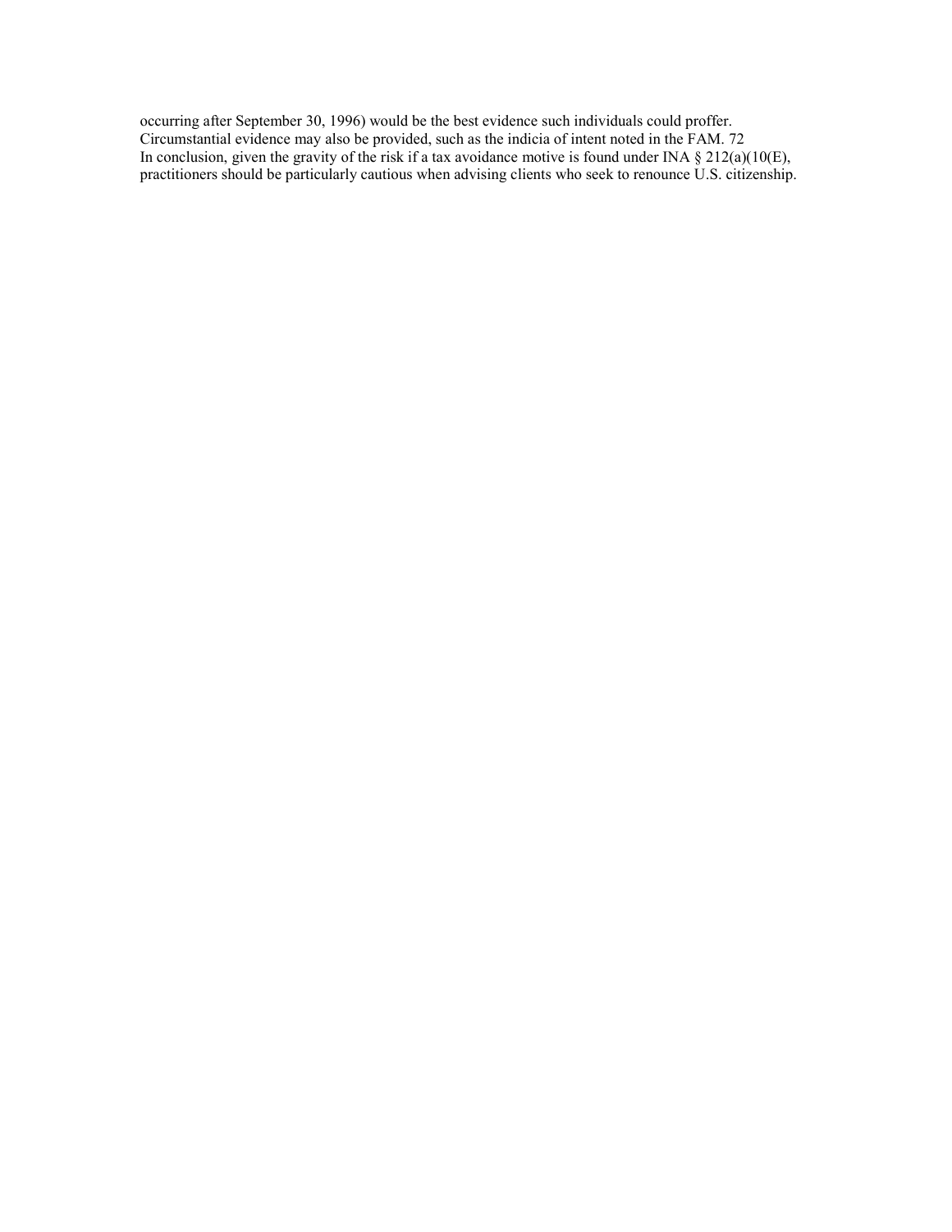occurring after September 30, 1996) would be the best evidence such individuals could proffer. Circumstantial evidence may also be provided, such as the indicia of intent noted in the FAM. 72

In conclusion, given the gravity of the risk if a tax avoidance motive is found under INA § 212(a)(10(E), practitioners should be particularly cautious when advising clients who seek to renounce U.S. citizenship.